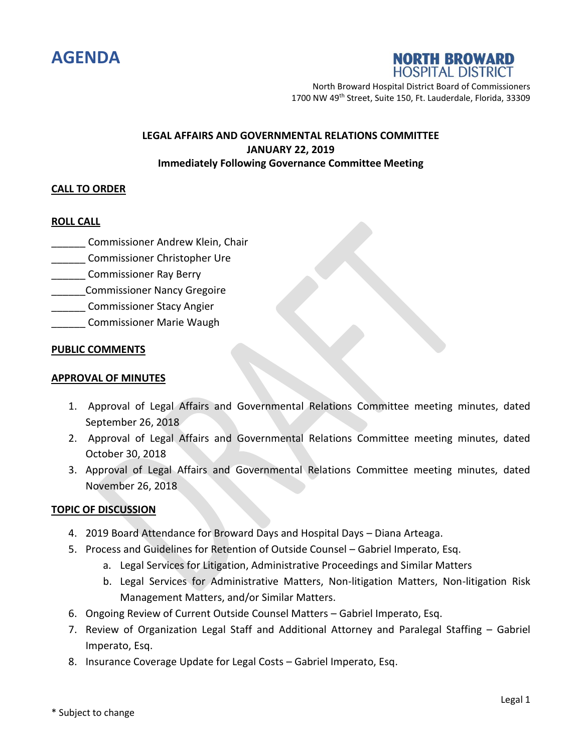# AGENDA

**NORTH BROWARD HOSPITAL DISTRICT**

North Broward Hospital District Board of Commissioners
1700 NW 49th Street, Suite 150, Ft. Lauderdale, Florida, 33309

**LEGAL AFFAIRS AND GOVERNMENTAL RELATIONS COMMITTEE**
**JANUARY 22, 2019**
**Immediately Following Governance Committee Meeting**

**CALL TO ORDER**

**ROLL CALL**

______ Commissioner Andrew Klein, Chair
______ Commissioner Christopher Ure
______ Commissioner Ray Berry
______Commissioner Nancy Gregoire
______ Commissioner Stacy Angier
______ Commissioner Marie Waugh

**PUBLIC COMMENTS**

**APPROVAL OF MINUTES**

1. Approval of Legal Affairs and Governmental Relations Committee meeting minutes, dated September 26, 2018
2. Approval of Legal Affairs and Governmental Relations Committee meeting minutes, dated October 30, 2018
3. Approval of Legal Affairs and Governmental Relations Committee meeting minutes, dated November 26, 2018

**TOPIC OF DISCUSSION**

4. 2019 Board Attendance for Broward Days and Hospital Days – Diana Arteaga.
5. Process and Guidelines for Retention of Outside Counsel – Gabriel Imperato, Esq.
   a. Legal Services for Litigation, Administrative Proceedings and Similar Matters
   b. Legal Services for Administrative Matters, Non-litigation Matters, Non-litigation Risk Management Matters, and/or Similar Matters.
6. Ongoing Review of Current Outside Counsel Matters – Gabriel Imperato, Esq.
7. Review of Organization Legal Staff and Additional Attorney and Paralegal Staffing – Gabriel Imperato, Esq.
8. Insurance Coverage Update for Legal Costs – Gabriel Imperato, Esq.

\* Subject to change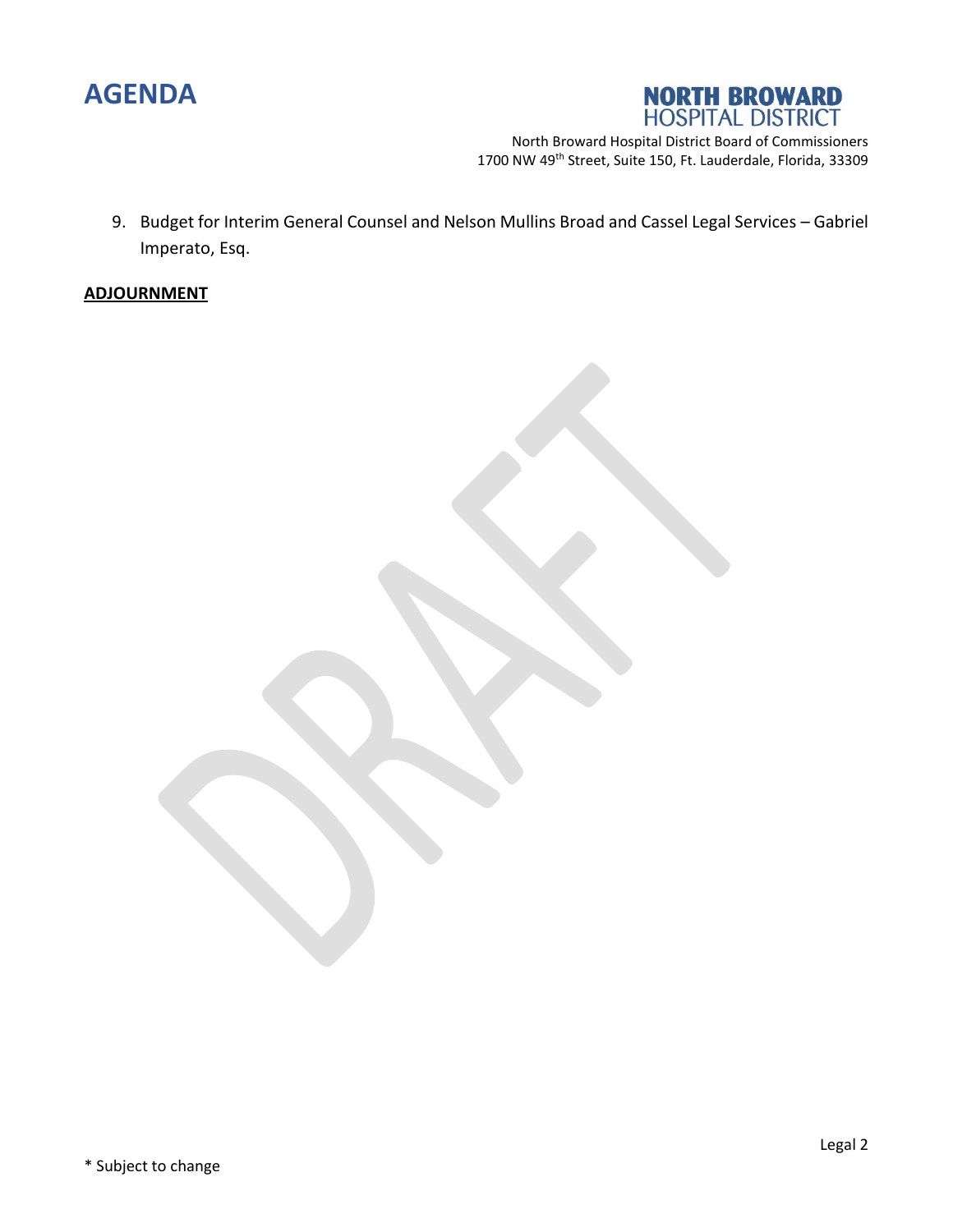9. Budget for Interim General Counsel and Nelson Mullins Broad and Cassel Legal Services – Gabriel Imperato, Esq.

**ADJOURNMENT**

\* Subject to change